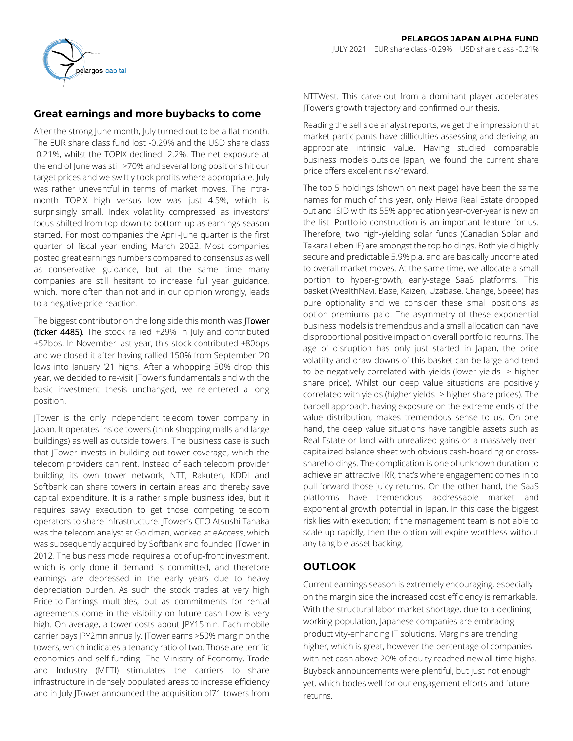# PELARGOS JAPAN ALPHA FUND

JULY 2021 | EUR share class -0.29% | USD share class -0.21%

## Great earnings and more buybacks to come

After the strong June month, July turned out to be a flat month. The EUR share class fund lost -0.29% and the USD share class -0.21%, whilst the TOPIX declined -2.2%. The net exposure at the end of June was still >70% and several long positions hit our target prices and we swiftly took profits where appropriate. July was rather uneventful in terms of market moves. The intra-month TOPIX high versus low was just 4.5%, which is surprisingly small. Index volatility compressed as investors' focus shifted from top-down to bottom-up as earnings season started. For most companies the April-June quarter is the first quarter of fiscal year ending March 2022. Most companies posted great earnings numbers compared to consensus as well as conservative guidance, but at the same time many companies are still hesitant to increase full year guidance, which, more often than not and in our opinion wrongly, leads to a negative price reaction.

The biggest contributor on the long side this month was JTower (ticker 4485). The stock rallied +29% in July and contributed +52bps. In November last year, this stock contributed +80bps and we closed it after having rallied 150% from September '20 lows into January '21 highs. After a whopping 50% drop this year, we decided to re-visit JTower's fundamentals and with the basic investment thesis unchanged, we re-entered a long position.

JTower is the only independent telecom tower company in Japan. It operates inside towers (think shopping malls and large buildings) as well as outside towers. The business case is such that JTower invests in building out tower coverage, which the telecom providers can rent. Instead of each telecom provider building its own tower network, NTT, Rakuten, KDDI and Softbank can share towers in certain areas and thereby save capital expenditure. It is a rather simple business idea, but it requires savvy execution to get those competing telecom operators to share infrastructure. JTower's CEO Atsushi Tanaka was the telecom analyst at Goldman, worked at eAccess, which was subsequently acquired by Softbank and founded JTower in 2012. The business model requires a lot of up-front investment, which is only done if demand is committed, and therefore earnings are depressed in the early years due to heavy depreciation burden. As such the stock trades at very high Price-to-Earnings multiples, but as commitments for rental agreements come in the visibility on future cash flow is very high. On average, a tower costs about JPY15mln. Each mobile carrier pays JPY2mn annually. JTower earns >50% margin on the towers, which indicates a tenancy ratio of two. Those are terrific economics and self-funding. The Ministry of Economy, Trade and Industry (METI) stimulates the carriers to share infrastructure in densely populated areas to increase efficiency and in July JTower announced the acquisition of71 towers from NTTWest. This carve-out from a dominant player accelerates JTower's growth trajectory and confirmed our thesis.

Reading the sell side analyst reports, we get the impression that market participants have difficulties assessing and deriving an appropriate intrinsic value. Having studied comparable business models outside Japan, we found the current share price offers excellent risk/reward.

The top 5 holdings (shown on next page) have been the same names for much of this year, only Heiwa Real Estate dropped out and ISID with its 55% appreciation year-over-year is new on the list. Portfolio construction is an important feature for us. Therefore, two high-yielding solar funds (Canadian Solar and Takara Leben IF) are amongst the top holdings. Both yield highly secure and predictable 5.9% p.a. and are basically uncorrelated to overall market moves. At the same time, we allocate a small portion to hyper-growth, early-stage SaaS platforms. This basket (WealthNavi, Base, Kaizen, Uzabase, Change, Speee) has pure optionality and we consider these small positions as option premiums paid. The asymmetry of these exponential business models is tremendous and a small allocation can have disproportional positive impact on overall portfolio returns. The age of disruption has only just started in Japan, the price volatility and draw-downs of this basket can be large and tend to be negatively correlated with yields (lower yields -> higher share price). Whilst our deep value situations are positively correlated with yields (higher yields -> higher share prices). The barbell approach, having exposure on the extreme ends of the value distribution, makes tremendous sense to us. On one hand, the deep value situations have tangible assets such as Real Estate or land with unrealized gains or a massively over-capitalized balance sheet with obvious cash-hoarding or cross-shareholdings. The complication is one of unknown duration to achieve an attractive IRR, that's where engagement comes in to pull forward those juicy returns. On the other hand, the SaaS platforms have tremendous addressable market and exponential growth potential in Japan. In this case the biggest risk lies with execution; if the management team is not able to scale up rapidly, then the option will expire worthless without any tangible asset backing.

## OUTLOOK

Current earnings season is extremely encouraging, especially on the margin side the increased cost efficiency is remarkable. With the structural labor market shortage, due to a declining working population, Japanese companies are embracing productivity-enhancing IT solutions. Margins are trending higher, which is great, however the percentage of companies with net cash above 20% of equity reached new all-time highs. Buyback announcements were plentiful, but just not enough yet, which bodes well for our engagement efforts and future returns.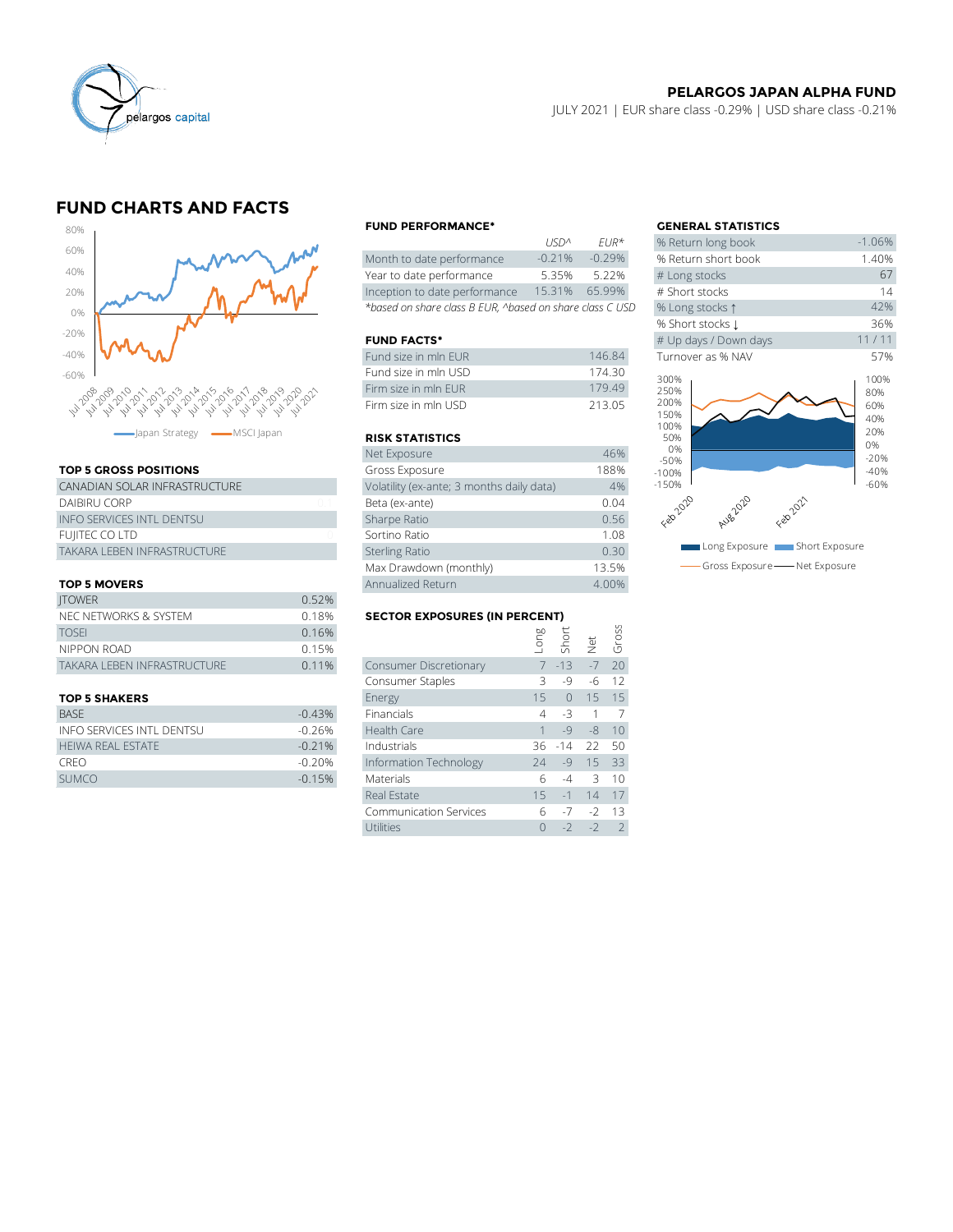**PELARGOS JAPAN ALPHA FUND**

JULY 2021 | EUR share class -0.29% | USD share class -0.21%

## FUND CHARTS AND FACTS

Japan Strategy — MSCI Japan

### TOP 5 GROSS POSITIONS

| |
|---|
| CANADIAN SOLAR INFRASTRUCTURE |
| DAIBIRU CORP |
| INFO SERVICES INTL DENTSU |
| FUJITEC CO LTD |
| TAKARA LEBEN INFRASTRUCTURE |

### TOP 5 MOVERS

| | |
|---|---|
| JTOWER | 0.52% |
| NEC NETWORKS & SYSTEM | 0.18% |
| TOSEI | 0.16% |
| NIPPON ROAD | 0.15% |
| TAKARA LEBEN INFRASTRUCTURE | 0.11% |

### TOP 5 SHAKERS

| | |
|---|---|
| BASE | -0.43% |
| INFO SERVICES INTL DENTSU | -0.26% |
| HEIWA REAL ESTATE | -0.21% |
| CREO | -0.20% |
| SUMCO | -0.15% |

### FUND PERFORMANCE*

| | USD^ | EUR* |
|---|---|---|
| Month to date performance | -0.21% | -0.29% |
| Year to date performance | 5.35% | 5.22% |
| Inception to date performance | 15.31% | 65.99% |

*based on share class B EUR, ^based on share class C USD

### FUND FACTS*

| | |
|---|---|
| Fund size in mln EUR | 146.84 |
| Fund size in mln USD | 174.30 |
| Firm size in mln EUR | 179.49 |
| Firm size in mln USD | 213.05 |

### RISK STATISTICS

| | |
|---|---|
| Net Exposure | 46% |
| Gross Exposure | 188% |
| Volatility (ex-ante; 3 months daily data) | 4% |
| Beta (ex-ante) | 0.04 |
| Sharpe Ratio | 0.56 |
| Sortino Ratio | 1.08 |
| Sterling Ratio | 0.30 |
| Max Drawdown (monthly) | 13.5% |
| Annualized Return | 4.00% |

### SECTOR EXPOSURES (IN PERCENT)

| | Long | Short | Net | Gross |
|---|---|---|---|---|
| Consumer Discretionary | 7 | -13 | -7 | 20 |
| Consumer Staples | 3 | -9 | -6 | 12 |
| Energy | 15 | 0 | 15 | 15 |
| Financials | 4 | -3 | 1 | 7 |
| Health Care | 1 | -9 | -8 | 10 |
| Industrials | 36 | -14 | 22 | 50 |
| Information Technology | 24 | -9 | 15 | 33 |
| Materials | 6 | -4 | 3 | 10 |
| Real Estate | 15 | -1 | 14 | 17 |
| Communication Services | 6 | -7 | -2 | 13 |
| Utilities | 0 | -2 | -2 | 2 |

### GENERAL STATISTICS

| | |
|---|---|
| % Return long book | -1.06% |
| % Return short book | 1.40% |
| # Long stocks | 67 |
| # Short stocks | 14 |
| % Long stocks ↑ | 42% |
| % Short stocks ↓ | 36% |
| # Up days / Down days | 11 / 11 |
| Turnover as % NAV | 57% |

Long Exposure — Short Exposure — Gross Exposure — Net Exposure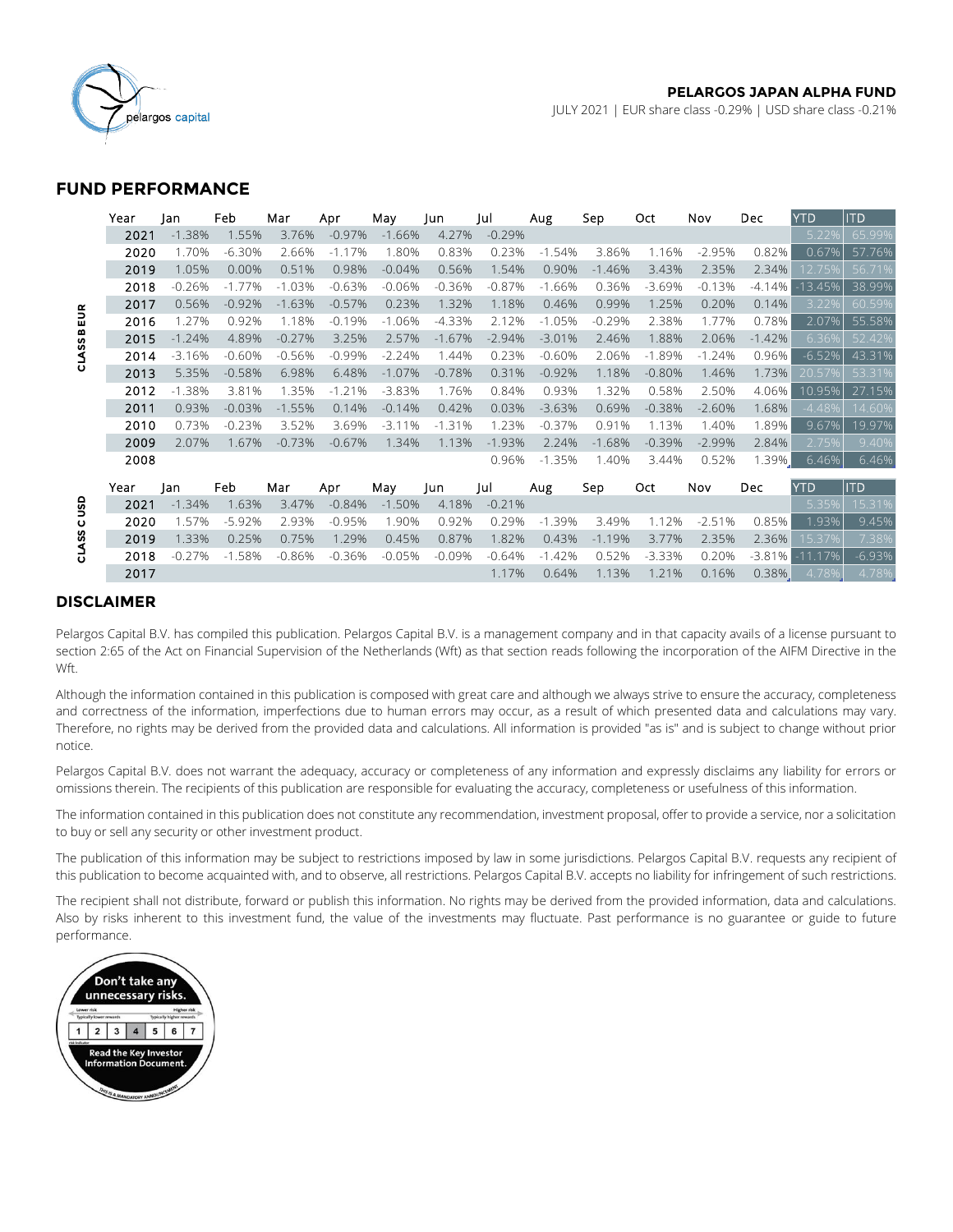**PELARGOS JAPAN ALPHA FUND**

JULY 2021 | EUR share class -0.29% | USD share class -0.21%

## FUND PERFORMANCE

**CLASS B EUR**

| Year | Jan | Feb | Mar | Apr | May | Jun | Jul | Aug | Sep | Oct | Nov | Dec | YTD | ITD |
|---|---|---|---|---|---|---|---|---|---|---|---|---|---|---|
| 2021 | -1.38% | 1.55% | 3.76% | -0.97% | -1.66% | 4.27% | -0.29% | | | | | | 5.22% | 65.99% |
| 2020 | 1.70% | -6.30% | 2.66% | -1.17% | 1.80% | 0.83% | 0.23% | -1.54% | 3.86% | 1.16% | -2.95% | 0.82% | 0.67% | 57.76% |
| 2019 | 1.05% | 0.00% | 0.51% | 0.98% | -0.04% | 0.56% | 1.54% | 0.90% | -1.46% | 3.43% | 2.35% | 2.34% | 12.75% | 56.71% |
| 2018 | -0.26% | -1.77% | -1.03% | -0.63% | -0.06% | -0.36% | -0.87% | -1.66% | 0.36% | -3.69% | -0.13% | -4.14% | -13.45% | 38.99% |
| 2017 | 0.56% | -0.92% | -1.63% | -0.57% | 0.23% | 1.32% | 1.18% | 0.46% | 0.99% | 1.25% | 0.20% | 0.14% | 3.22% | 60.59% |
| 2016 | 1.27% | 0.92% | 1.18% | -0.19% | -1.06% | -4.33% | 2.12% | -1.05% | -0.29% | 2.38% | 1.77% | 0.78% | 2.07% | 55.58% |
| 2015 | -1.24% | 4.89% | -0.27% | 3.25% | 2.57% | -1.67% | -2.94% | -3.01% | 2.46% | 1.88% | 2.06% | -1.42% | 6.36% | 52.42% |
| 2014 | -3.16% | -0.60% | -0.56% | -0.99% | -2.24% | 1.44% | 0.23% | -0.60% | 2.06% | -1.89% | -1.24% | 0.96% | -6.52% | 43.31% |
| 2013 | 5.35% | -0.58% | 6.98% | 6.48% | -1.07% | -0.78% | 0.31% | -0.92% | 1.18% | -0.80% | 1.46% | 1.73% | 20.57% | 53.31% |
| 2012 | -1.38% | 3.81% | 1.35% | -1.21% | -3.83% | 1.76% | 0.84% | 0.93% | 1.32% | 0.58% | 2.50% | 4.06% | 10.95% | 27.15% |
| 2011 | 0.93% | -0.03% | -1.55% | 0.14% | -0.14% | 0.42% | 0.03% | -3.63% | 0.69% | -0.38% | -2.60% | 1.68% | -4.48% | 14.60% |
| 2010 | 0.73% | -0.23% | 3.52% | 3.69% | -3.11% | -1.31% | 1.23% | -0.37% | 0.91% | 1.13% | 1.40% | 1.89% | 9.67% | 19.97% |
| 2009 | 2.07% | 1.67% | -0.73% | -0.67% | 1.34% | 1.13% | -1.93% | 2.24% | -1.68% | -0.39% | -2.99% | 2.84% | 2.75% | 9.40% |
| 2008 | | | | | | | 0.96% | -1.35% | 1.40% | 3.44% | 0.52% | 1.39% | 6.46% | 6.46% |

**CLASS C USD**

| Year | Jan | Feb | Mar | Apr | May | Jun | Jul | Aug | Sep | Oct | Nov | Dec | YTD | ITD |
|---|---|---|---|---|---|---|---|---|---|---|---|---|---|---|
| 2021 | -1.34% | 1.63% | 3.47% | -0.84% | -1.50% | 4.18% | -0.21% | | | | | | 5.35% | 15.31% |
| 2020 | 1.57% | -5.92% | 2.93% | -0.95% | 1.90% | 0.92% | 0.29% | -1.39% | 3.49% | 1.12% | -2.51% | 0.85% | 1.93% | 9.45% |
| 2019 | 1.33% | 0.25% | 0.75% | 1.29% | 0.45% | 0.87% | 1.82% | 0.43% | -1.19% | 3.77% | 2.35% | 2.36% | 15.37% | 7.38% |
| 2018 | -0.27% | -1.58% | -0.86% | -0.36% | -0.05% | -0.09% | -0.64% | -1.42% | 0.52% | -3.33% | 0.20% | -3.81% | -11.17% | -6.93% |
| 2017 | | | | | | | 1.17% | 0.64% | 1.13% | 1.21% | 0.16% | 0.38% | 4.78% | 4.78% |

## DISCLAIMER

Pelargos Capital B.V. has compiled this publication. Pelargos Capital B.V. is a management company and in that capacity avails of a license pursuant to section 2:65 of the Act on Financial Supervision of the Netherlands (Wft) as that section reads following the incorporation of the AIFM Directive in the Wft.

Although the information contained in this publication is composed with great care and although we always strive to ensure the accuracy, completeness and correctness of the information, imperfections due to human errors may occur, as a result of which presented data and calculations may vary. Therefore, no rights may be derived from the provided data and calculations. All information is provided "as is" and is subject to change without prior notice.

Pelargos Capital B.V. does not warrant the adequacy, accuracy or completeness of any information and expressly disclaims any liability for errors or omissions therein. The recipients of this publication are responsible for evaluating the accuracy, completeness or usefulness of this information.

The information contained in this publication does not constitute any recommendation, investment proposal, offer to provide a service, nor a solicitation to buy or sell any security or other investment product.

The publication of this information may be subject to restrictions imposed by law in some jurisdictions. Pelargos Capital B.V. requests any recipient of this publication to become acquainted with, and to observe, all restrictions. Pelargos Capital B.V. accepts no liability for infringement of such restrictions.

The recipient shall not distribute, forward or publish this information. No rights may be derived from the provided information, data and calculations. Also by risks inherent to this investment fund, the value of the investments may fluctuate. Past performance is no guarantee or guide to future performance.

Don't take any unnecessary risks.

Lower risk — Higher risk

Typically lower rewards — Typically higher rewards

1 2 3 4 5 6 7

Read the Key Investor Information Document.

THIS IS A MANDATORY ANNOUNCEMENT